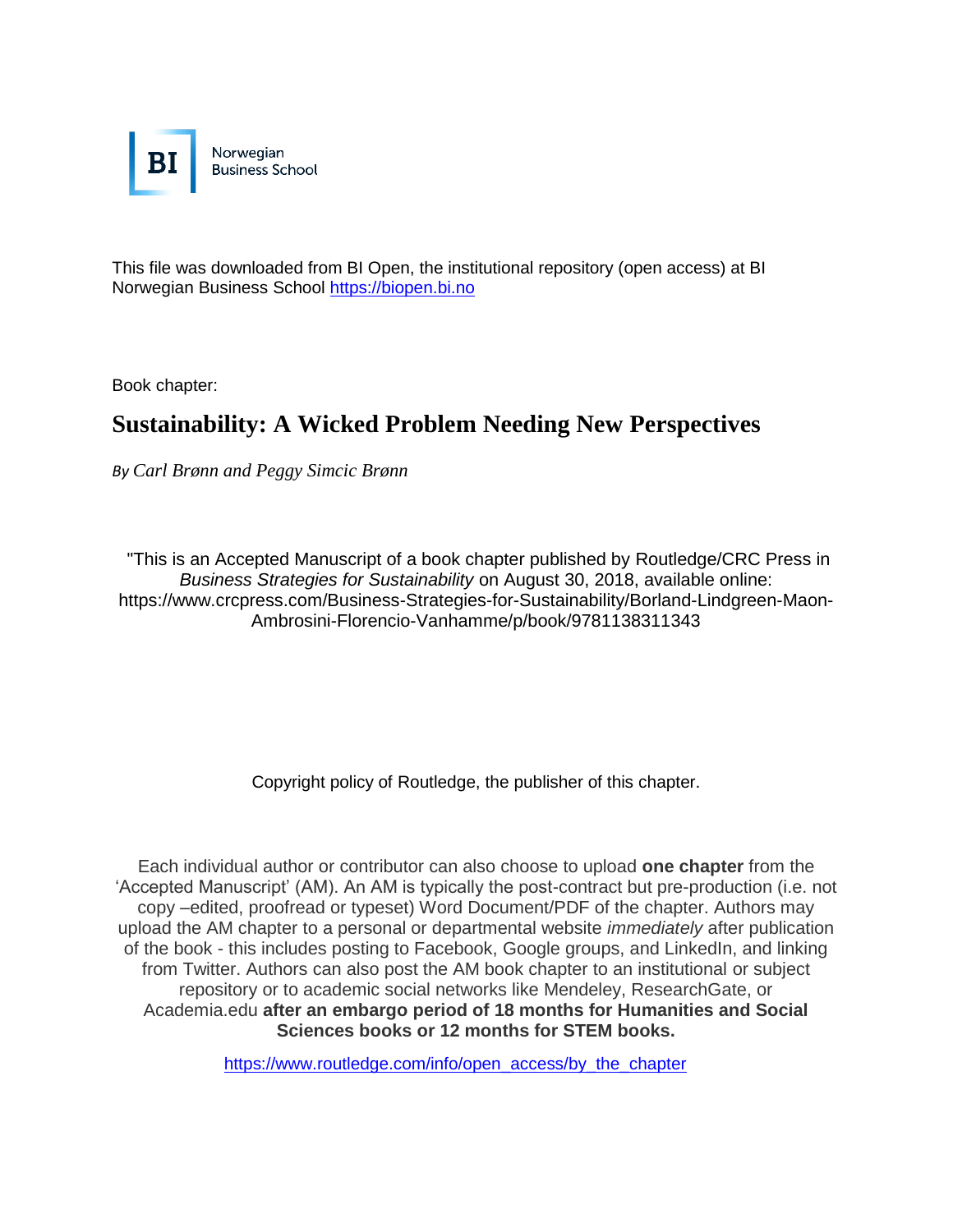BI Norwegian Business School

This file was downloaded from BI Open, the institutional repository (open access) at BI Norwegian Business School https://biopen.bi.no

Book chapter:

# Sustainability: A Wicked Problem Needing New Perspectives

*By Carl Brønn and Peggy Simcic Brønn*

"This is an Accepted Manuscript of a book chapter published by Routledge/CRC Press in *Business Strategies for Sustainability* on August 30, 2018, available online: https://www.crcpress.com/Business-Strategies-for-Sustainability/Borland-Lindgreen-Maon-Ambrosini-Florencio-Vanhamme/p/book/9781138311343

Copyright policy of Routledge, the publisher of this chapter.

Each individual author or contributor can also choose to upload **one chapter** from the 'Accepted Manuscript' (AM). An AM is typically the post-contract but pre-production (i.e. not copy –edited, proofread or typeset) Word Document/PDF of the chapter. Authors may upload the AM chapter to a personal or departmental website *immediately* after publication of the book - this includes posting to Facebook, Google groups, and LinkedIn, and linking from Twitter. Authors can also post the AM book chapter to an institutional or subject repository or to academic social networks like Mendeley, ResearchGate, or Academia.edu **after an embargo period of 18 months for Humanities and Social Sciences books or 12 months for STEM books.**

https://www.routledge.com/info/open_access/by_the_chapter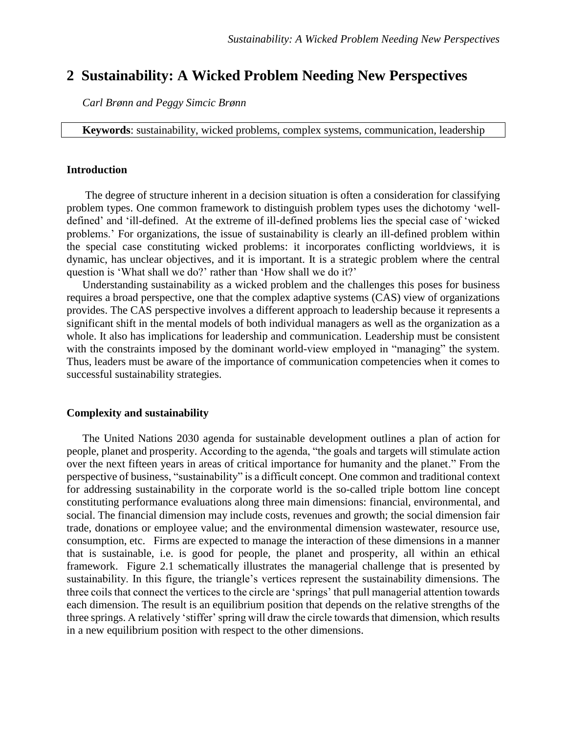# 2 Sustainability: A Wicked Problem Needing New Perspectives

*Carl Brønn and Peggy Simcic Brønn*

**Keywords**: sustainability, wicked problems, complex systems, communication, leadership

### Introduction

The degree of structure inherent in a decision situation is often a consideration for classifying problem types. One common framework to distinguish problem types uses the dichotomy 'well-defined' and 'ill-defined. At the extreme of ill-defined problems lies the special case of 'wicked problems.' For organizations, the issue of sustainability is clearly an ill-defined problem within the special case constituting wicked problems: it incorporates conflicting worldviews, it is dynamic, has unclear objectives, and it is important. It is a strategic problem where the central question is 'What shall we do?' rather than 'How shall we do it?'

Understanding sustainability as a wicked problem and the challenges this poses for business requires a broad perspective, one that the complex adaptive systems (CAS) view of organizations provides. The CAS perspective involves a different approach to leadership because it represents a significant shift in the mental models of both individual managers as well as the organization as a whole. It also has implications for leadership and communication. Leadership must be consistent with the constraints imposed by the dominant world-view employed in "managing" the system. Thus, leaders must be aware of the importance of communication competencies when it comes to successful sustainability strategies.

### Complexity and sustainability

The United Nations 2030 agenda for sustainable development outlines a plan of action for people, planet and prosperity. According to the agenda, "the goals and targets will stimulate action over the next fifteen years in areas of critical importance for humanity and the planet." From the perspective of business, "sustainability" is a difficult concept. One common and traditional context for addressing sustainability in the corporate world is the so-called triple bottom line concept constituting performance evaluations along three main dimensions: financial, environmental, and social. The financial dimension may include costs, revenues and growth; the social dimension fair trade, donations or employee value; and the environmental dimension wastewater, resource use, consumption, etc. Firms are expected to manage the interaction of these dimensions in a manner that is sustainable, i.e. is good for people, the planet and prosperity, all within an ethical framework. Figure 2.1 schematically illustrates the managerial challenge that is presented by sustainability. In this figure, the triangle's vertices represent the sustainability dimensions. The three coils that connect the vertices to the circle are 'springs' that pull managerial attention towards each dimension. The result is an equilibrium position that depends on the relative strengths of the three springs. A relatively 'stiffer' spring will draw the circle towards that dimension, which results in a new equilibrium position with respect to the other dimensions.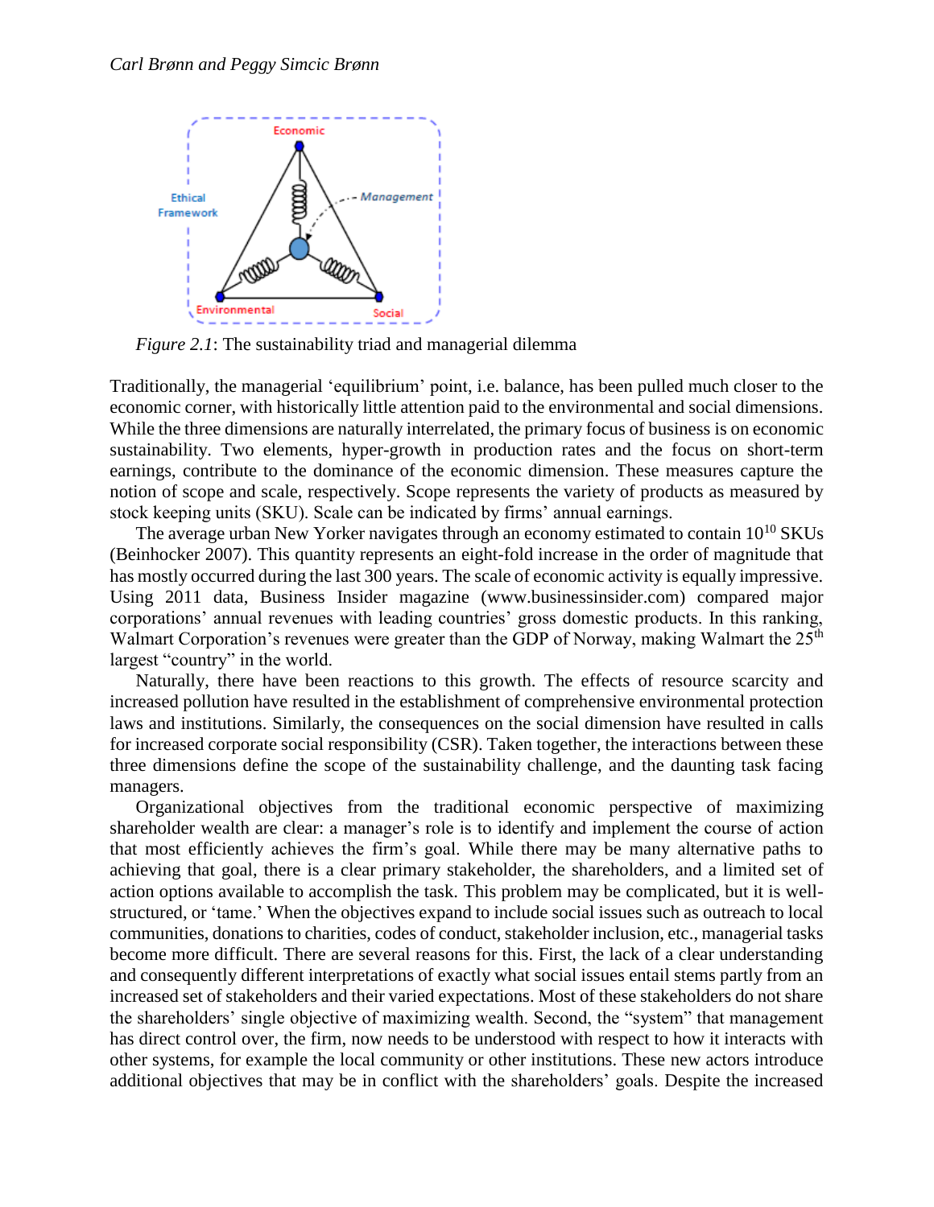*Figure 2.1*: The sustainability triad and managerial dilemma

Traditionally, the managerial 'equilibrium' point, i.e. balance, has been pulled much closer to the economic corner, with historically little attention paid to the environmental and social dimensions. While the three dimensions are naturally interrelated, the primary focus of business is on economic sustainability. Two elements, hyper-growth in production rates and the focus on short-term earnings, contribute to the dominance of the economic dimension. These measures capture the notion of scope and scale, respectively. Scope represents the variety of products as measured by stock keeping units (SKU). Scale can be indicated by firms' annual earnings.

The average urban New Yorker navigates through an economy estimated to contain $10^{10}$ SKUs (Beinhocker 2007). This quantity represents an eight-fold increase in the order of magnitude that has mostly occurred during the last 300 years. The scale of economic activity is equally impressive. Using 2011 data, Business Insider magazine (www.businessinsider.com) compared major corporations' annual revenues with leading countries' gross domestic products. In this ranking, Walmart Corporation's revenues were greater than the GDP of Norway, making Walmart the 25th largest "country" in the world.

Naturally, there have been reactions to this growth. The effects of resource scarcity and increased pollution have resulted in the establishment of comprehensive environmental protection laws and institutions. Similarly, the consequences on the social dimension have resulted in calls for increased corporate social responsibility (CSR). Taken together, the interactions between these three dimensions define the scope of the sustainability challenge, and the daunting task facing managers.

Organizational objectives from the traditional economic perspective of maximizing shareholder wealth are clear: a manager's role is to identify and implement the course of action that most efficiently achieves the firm's goal. While there may be many alternative paths to achieving that goal, there is a clear primary stakeholder, the shareholders, and a limited set of action options available to accomplish the task. This problem may be complicated, but it is well-structured, or 'tame.' When the objectives expand to include social issues such as outreach to local communities, donations to charities, codes of conduct, stakeholder inclusion, etc., managerial tasks become more difficult. There are several reasons for this. First, the lack of a clear understanding and consequently different interpretations of exactly what social issues entail stems partly from an increased set of stakeholders and their varied expectations. Most of these stakeholders do not share the shareholders' single objective of maximizing wealth. Second, the "system" that management has direct control over, the firm, now needs to be understood with respect to how it interacts with other systems, for example the local community or other institutions. These new actors introduce additional objectives that may be in conflict with the shareholders' goals. Despite the increased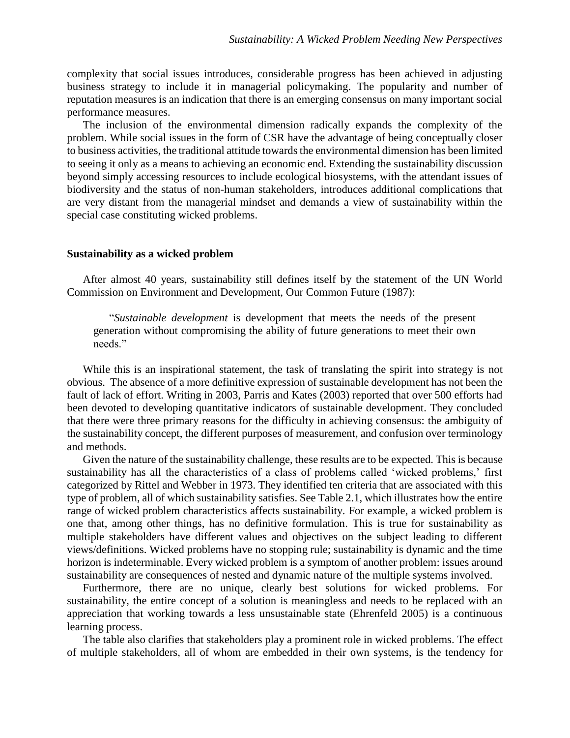complexity that social issues introduces, considerable progress has been achieved in adjusting business strategy to include it in managerial policymaking. The popularity and number of reputation measures is an indication that there is an emerging consensus on many important social performance measures.

The inclusion of the environmental dimension radically expands the complexity of the problem. While social issues in the form of CSR have the advantage of being conceptually closer to business activities, the traditional attitude towards the environmental dimension has been limited to seeing it only as a means to achieving an economic end. Extending the sustainability discussion beyond simply accessing resources to include ecological biosystems, with the attendant issues of biodiversity and the status of non-human stakeholders, introduces additional complications that are very distant from the managerial mindset and demands a view of sustainability within the special case constituting wicked problems.

**Sustainability as a wicked problem**

After almost 40 years, sustainability still defines itself by the statement of the UN World Commission on Environment and Development, Our Common Future (1987):

> "*Sustainable development* is development that meets the needs of the present generation without compromising the ability of future generations to meet their own needs."

While this is an inspirational statement, the task of translating the spirit into strategy is not obvious. The absence of a more definitive expression of sustainable development has not been the fault of lack of effort. Writing in 2003, Parris and Kates (2003) reported that over 500 efforts had been devoted to developing quantitative indicators of sustainable development. They concluded that there were three primary reasons for the difficulty in achieving consensus: the ambiguity of the sustainability concept, the different purposes of measurement, and confusion over terminology and methods.

Given the nature of the sustainability challenge, these results are to be expected. This is because sustainability has all the characteristics of a class of problems called 'wicked problems,' first categorized by Rittel and Webber in 1973. They identified ten criteria that are associated with this type of problem, all of which sustainability satisfies. See Table 2.1, which illustrates how the entire range of wicked problem characteristics affects sustainability. For example, a wicked problem is one that, among other things, has no definitive formulation. This is true for sustainability as multiple stakeholders have different values and objectives on the subject leading to different views/definitions. Wicked problems have no stopping rule; sustainability is dynamic and the time horizon is indeterminable. Every wicked problem is a symptom of another problem: issues around sustainability are consequences of nested and dynamic nature of the multiple systems involved.

Furthermore, there are no unique, clearly best solutions for wicked problems. For sustainability, the entire concept of a solution is meaningless and needs to be replaced with an appreciation that working towards a less unsustainable state (Ehrenfeld 2005) is a continuous learning process.

The table also clarifies that stakeholders play a prominent role in wicked problems. The effect of multiple stakeholders, all of whom are embedded in their own systems, is the tendency for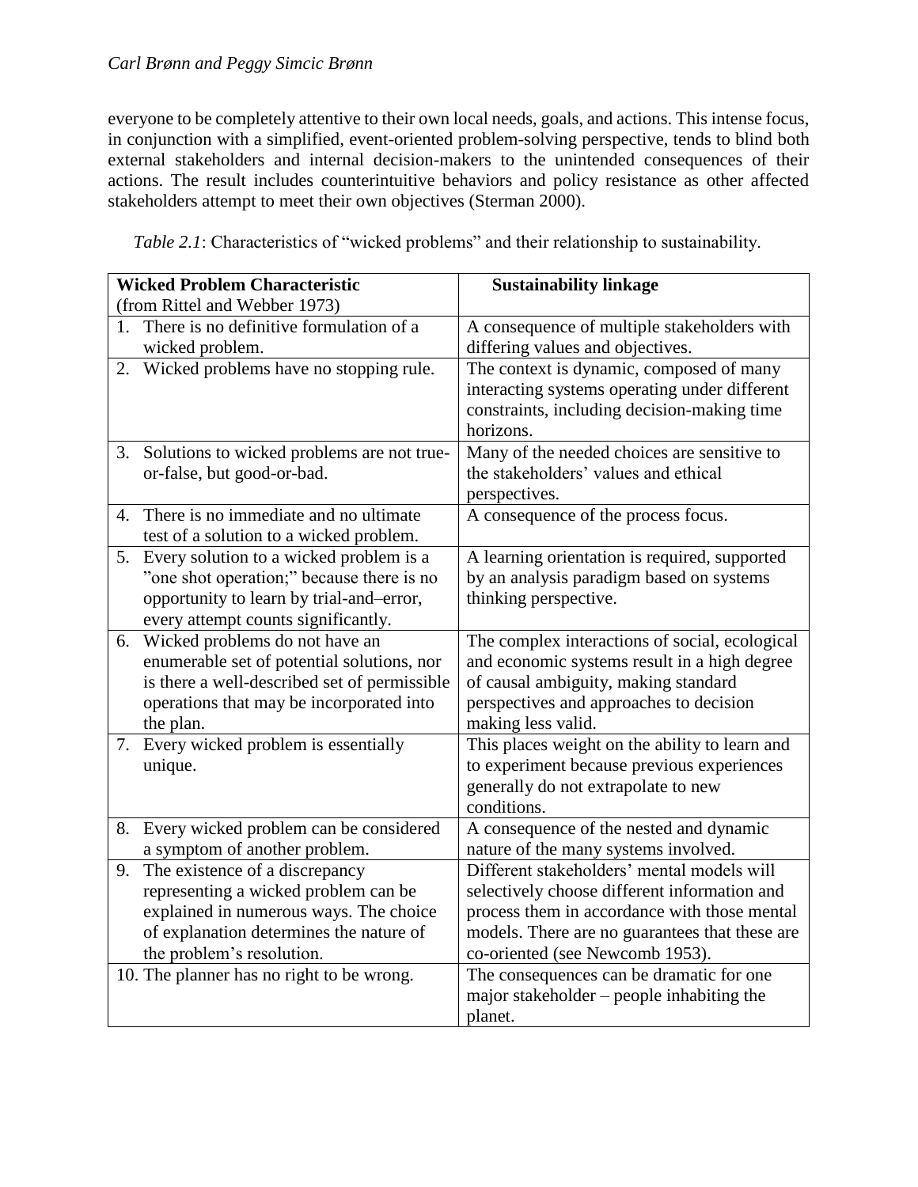everyone to be completely attentive to their own local needs, goals, and actions. This intense focus, in conjunction with a simplified, event-oriented problem-solving perspective, tends to blind both external stakeholders and internal decision-makers to the unintended consequences of their actions. The result includes counterintuitive behaviors and policy resistance as other affected stakeholders attempt to meet their own objectives (Sterman 2000).

*Table 2.1*: Characteristics of "wicked problems" and their relationship to sustainability.

| **Wicked Problem Characteristic** (from Rittel and Webber 1973) | **Sustainability linkage** |
|---|---|
| 1. There is no definitive formulation of a wicked problem. | A consequence of multiple stakeholders with differing values and objectives. |
| 2. Wicked problems have no stopping rule. | The context is dynamic, composed of many interacting systems operating under different constraints, including decision-making time horizons. |
| 3. Solutions to wicked problems are not true-or-false, but good-or-bad. | Many of the needed choices are sensitive to the stakeholders' values and ethical perspectives. |
| 4. There is no immediate and no ultimate test of a solution to a wicked problem. | A consequence of the process focus. |
| 5. Every solution to a wicked problem is a "one shot operation;" because there is no opportunity to learn by trial-and–error, every attempt counts significantly. | A learning orientation is required, supported by an analysis paradigm based on systems thinking perspective. |
| 6. Wicked problems do not have an enumerable set of potential solutions, nor is there a well-described set of permissible operations that may be incorporated into the plan. | The complex interactions of social, ecological and economic systems result in a high degree of causal ambiguity, making standard perspectives and approaches to decision making less valid. |
| 7. Every wicked problem is essentially unique. | This places weight on the ability to learn and to experiment because previous experiences generally do not extrapolate to new conditions. |
| 8. Every wicked problem can be considered a symptom of another problem. | A consequence of the nested and dynamic nature of the many systems involved. |
| 9. The existence of a discrepancy representing a wicked problem can be explained in numerous ways. The choice of explanation determines the nature of the problem's resolution. | Different stakeholders' mental models will selectively choose different information and process them in accordance with those mental models. There are no guarantees that these are co-oriented (see Newcomb 1953). |
| 10. The planner has no right to be wrong. | The consequences can be dramatic for one major stakeholder – people inhabiting the planet. |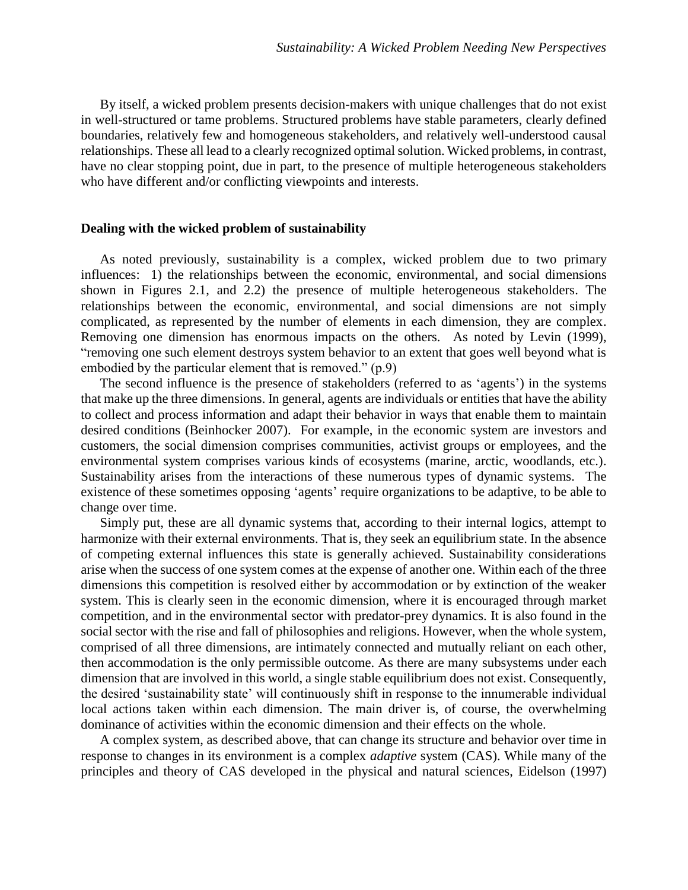By itself, a wicked problem presents decision-makers with unique challenges that do not exist in well-structured or tame problems. Structured problems have stable parameters, clearly defined boundaries, relatively few and homogeneous stakeholders, and relatively well-understood causal relationships. These all lead to a clearly recognized optimal solution. Wicked problems, in contrast, have no clear stopping point, due in part, to the presence of multiple heterogeneous stakeholders who have different and/or conflicting viewpoints and interests.

### Dealing with the wicked problem of sustainability

As noted previously, sustainability is a complex, wicked problem due to two primary influences: 1) the relationships between the economic, environmental, and social dimensions shown in Figures 2.1, and 2.2) the presence of multiple heterogeneous stakeholders. The relationships between the economic, environmental, and social dimensions are not simply complicated, as represented by the number of elements in each dimension, they are complex. Removing one dimension has enormous impacts on the others. As noted by Levin (1999), "removing one such element destroys system behavior to an extent that goes well beyond what is embodied by the particular element that is removed." (p.9)

The second influence is the presence of stakeholders (referred to as 'agents') in the systems that make up the three dimensions. In general, agents are individuals or entities that have the ability to collect and process information and adapt their behavior in ways that enable them to maintain desired conditions (Beinhocker 2007). For example, in the economic system are investors and customers, the social dimension comprises communities, activist groups or employees, and the environmental system comprises various kinds of ecosystems (marine, arctic, woodlands, etc.). Sustainability arises from the interactions of these numerous types of dynamic systems. The existence of these sometimes opposing 'agents' require organizations to be adaptive, to be able to change over time.

Simply put, these are all dynamic systems that, according to their internal logics, attempt to harmonize with their external environments. That is, they seek an equilibrium state. In the absence of competing external influences this state is generally achieved. Sustainability considerations arise when the success of one system comes at the expense of another one. Within each of the three dimensions this competition is resolved either by accommodation or by extinction of the weaker system. This is clearly seen in the economic dimension, where it is encouraged through market competition, and in the environmental sector with predator-prey dynamics. It is also found in the social sector with the rise and fall of philosophies and religions. However, when the whole system, comprised of all three dimensions, are intimately connected and mutually reliant on each other, then accommodation is the only permissible outcome. As there are many subsystems under each dimension that are involved in this world, a single stable equilibrium does not exist. Consequently, the desired 'sustainability state' will continuously shift in response to the innumerable individual local actions taken within each dimension. The main driver is, of course, the overwhelming dominance of activities within the economic dimension and their effects on the whole.

A complex system, as described above, that can change its structure and behavior over time in response to changes in its environment is a complex *adaptive* system (CAS). While many of the principles and theory of CAS developed in the physical and natural sciences, Eidelson (1997)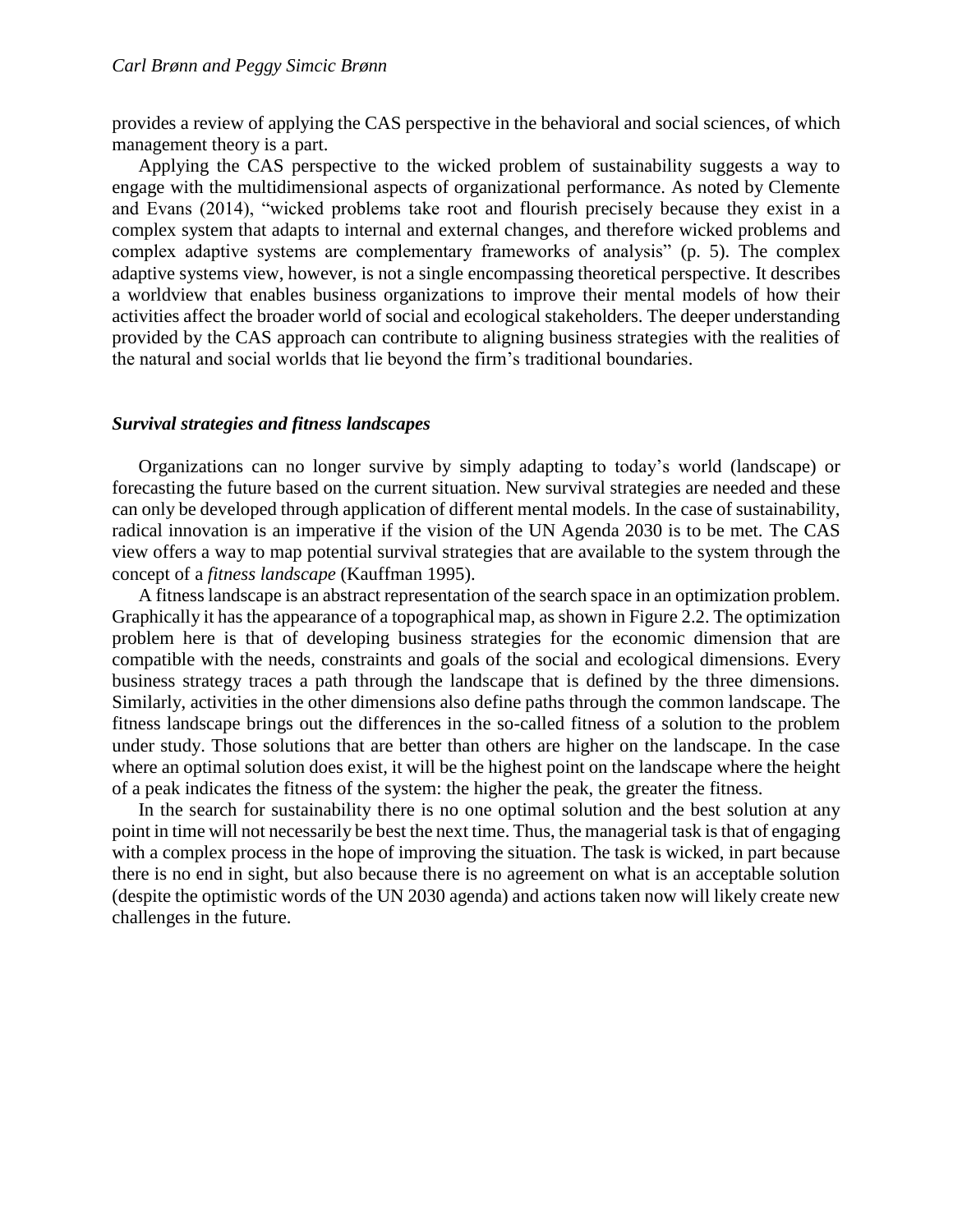provides a review of applying the CAS perspective in the behavioral and social sciences, of which management theory is a part.

Applying the CAS perspective to the wicked problem of sustainability suggests a way to engage with the multidimensional aspects of organizational performance. As noted by Clemente and Evans (2014), "wicked problems take root and flourish precisely because they exist in a complex system that adapts to internal and external changes, and therefore wicked problems and complex adaptive systems are complementary frameworks of analysis" (p. 5). The complex adaptive systems view, however, is not a single encompassing theoretical perspective. It describes a worldview that enables business organizations to improve their mental models of how their activities affect the broader world of social and ecological stakeholders. The deeper understanding provided by the CAS approach can contribute to aligning business strategies with the realities of the natural and social worlds that lie beyond the firm's traditional boundaries.

### *Survival strategies and fitness landscapes*

Organizations can no longer survive by simply adapting to today's world (landscape) or forecasting the future based on the current situation. New survival strategies are needed and these can only be developed through application of different mental models. In the case of sustainability, radical innovation is an imperative if the vision of the UN Agenda 2030 is to be met. The CAS view offers a way to map potential survival strategies that are available to the system through the concept of a *fitness landscape* (Kauffman 1995).

A fitness landscape is an abstract representation of the search space in an optimization problem. Graphically it has the appearance of a topographical map, as shown in Figure 2.2. The optimization problem here is that of developing business strategies for the economic dimension that are compatible with the needs, constraints and goals of the social and ecological dimensions. Every business strategy traces a path through the landscape that is defined by the three dimensions. Similarly, activities in the other dimensions also define paths through the common landscape. The fitness landscape brings out the differences in the so-called fitness of a solution to the problem under study. Those solutions that are better than others are higher on the landscape. In the case where an optimal solution does exist, it will be the highest point on the landscape where the height of a peak indicates the fitness of the system: the higher the peak, the greater the fitness.

In the search for sustainability there is no one optimal solution and the best solution at any point in time will not necessarily be best the next time. Thus, the managerial task is that of engaging with a complex process in the hope of improving the situation. The task is wicked, in part because there is no end in sight, but also because there is no agreement on what is an acceptable solution (despite the optimistic words of the UN 2030 agenda) and actions taken now will likely create new challenges in the future.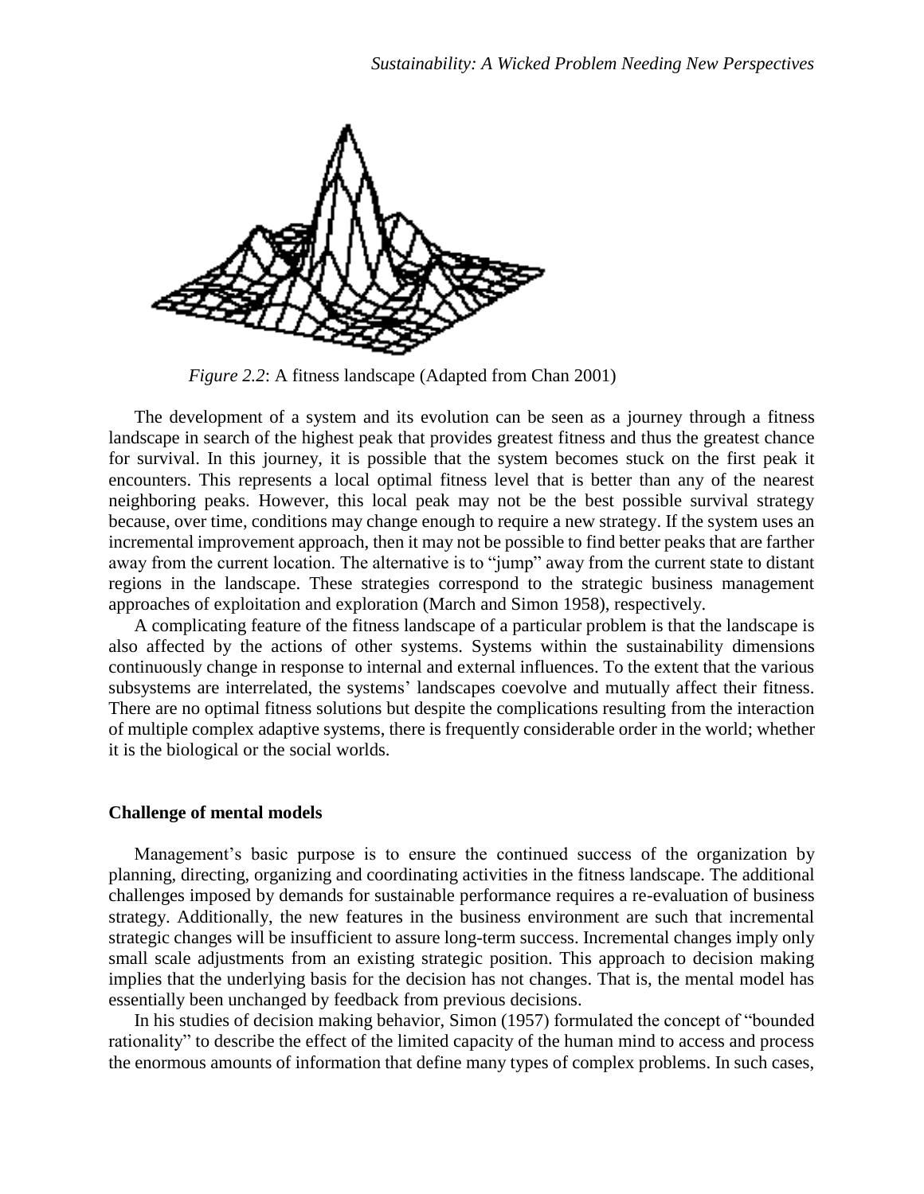*Figure 2.2*: A fitness landscape (Adapted from Chan 2001)

The development of a system and its evolution can be seen as a journey through a fitness landscape in search of the highest peak that provides greatest fitness and thus the greatest chance for survival. In this journey, it is possible that the system becomes stuck on the first peak it encounters. This represents a local optimal fitness level that is better than any of the nearest neighboring peaks. However, this local peak may not be the best possible survival strategy because, over time, conditions may change enough to require a new strategy. If the system uses an incremental improvement approach, then it may not be possible to find better peaks that are farther away from the current location. The alternative is to "jump" away from the current state to distant regions in the landscape. These strategies correspond to the strategic business management approaches of exploitation and exploration (March and Simon 1958), respectively.

A complicating feature of the fitness landscape of a particular problem is that the landscape is also affected by the actions of other systems. Systems within the sustainability dimensions continuously change in response to internal and external influences. To the extent that the various subsystems are interrelated, the systems' landscapes coevolve and mutually affect their fitness. There are no optimal fitness solutions but despite the complications resulting from the interaction of multiple complex adaptive systems, there is frequently considerable order in the world; whether it is the biological or the social worlds.

**Challenge of mental models**

Management's basic purpose is to ensure the continued success of the organization by planning, directing, organizing and coordinating activities in the fitness landscape. The additional challenges imposed by demands for sustainable performance requires a re-evaluation of business strategy. Additionally, the new features in the business environment are such that incremental strategic changes will be insufficient to assure long-term success. Incremental changes imply only small scale adjustments from an existing strategic position. This approach to decision making implies that the underlying basis for the decision has not changes. That is, the mental model has essentially been unchanged by feedback from previous decisions.

In his studies of decision making behavior, Simon (1957) formulated the concept of "bounded rationality" to describe the effect of the limited capacity of the human mind to access and process the enormous amounts of information that define many types of complex problems. In such cases,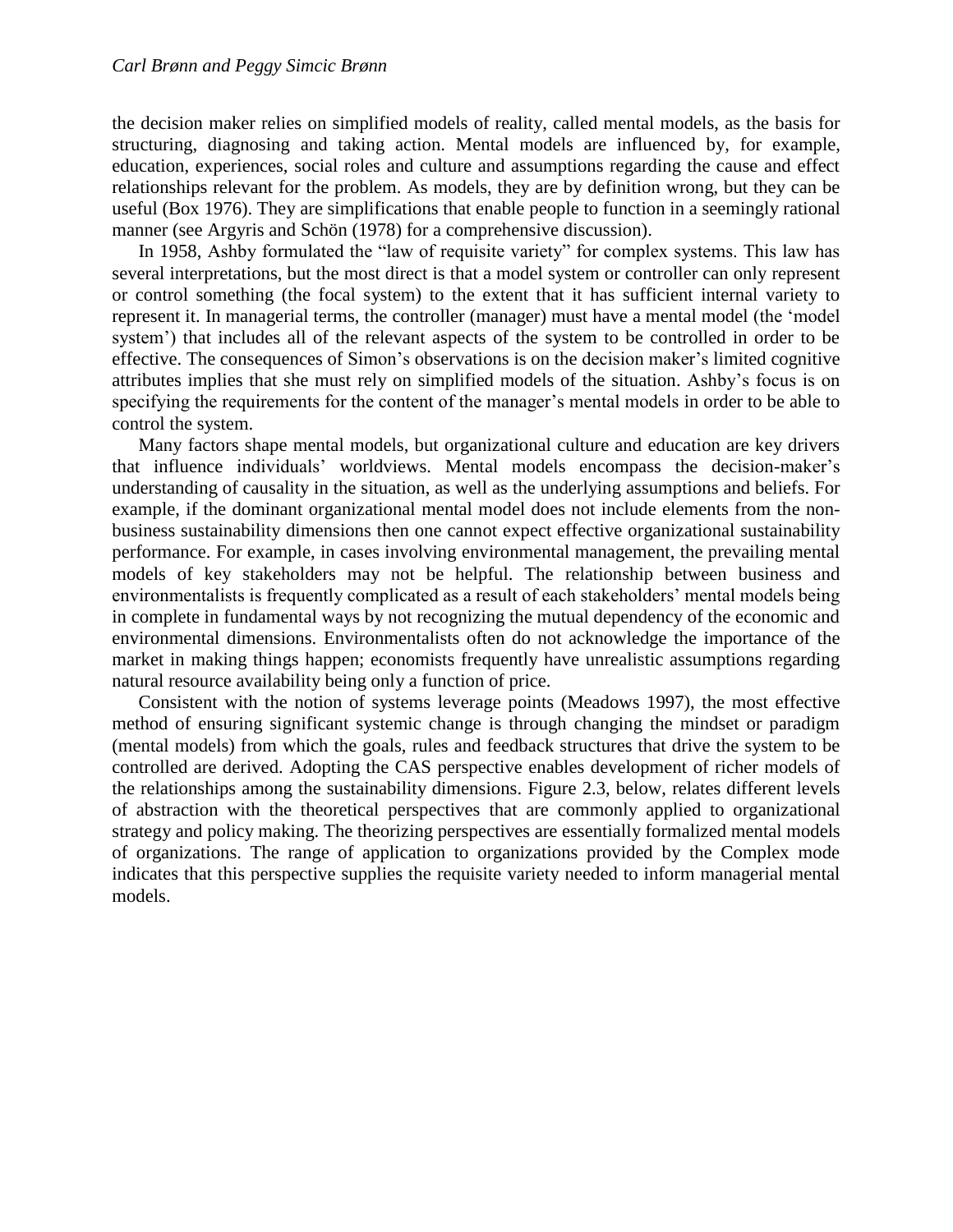the decision maker relies on simplified models of reality, called mental models, as the basis for structuring, diagnosing and taking action. Mental models are influenced by, for example, education, experiences, social roles and culture and assumptions regarding the cause and effect relationships relevant for the problem. As models, they are by definition wrong, but they can be useful (Box 1976). They are simplifications that enable people to function in a seemingly rational manner (see Argyris and Schön (1978) for a comprehensive discussion).

In 1958, Ashby formulated the "law of requisite variety" for complex systems. This law has several interpretations, but the most direct is that a model system or controller can only represent or control something (the focal system) to the extent that it has sufficient internal variety to represent it. In managerial terms, the controller (manager) must have a mental model (the 'model system') that includes all of the relevant aspects of the system to be controlled in order to be effective. The consequences of Simon's observations is on the decision maker's limited cognitive attributes implies that she must rely on simplified models of the situation. Ashby's focus is on specifying the requirements for the content of the manager's mental models in order to be able to control the system.

Many factors shape mental models, but organizational culture and education are key drivers that influence individuals' worldviews. Mental models encompass the decision-maker's understanding of causality in the situation, as well as the underlying assumptions and beliefs. For example, if the dominant organizational mental model does not include elements from the non-business sustainability dimensions then one cannot expect effective organizational sustainability performance. For example, in cases involving environmental management, the prevailing mental models of key stakeholders may not be helpful. The relationship between business and environmentalists is frequently complicated as a result of each stakeholders' mental models being in complete in fundamental ways by not recognizing the mutual dependency of the economic and environmental dimensions. Environmentalists often do not acknowledge the importance of the market in making things happen; economists frequently have unrealistic assumptions regarding natural resource availability being only a function of price.

Consistent with the notion of systems leverage points (Meadows 1997), the most effective method of ensuring significant systemic change is through changing the mindset or paradigm (mental models) from which the goals, rules and feedback structures that drive the system to be controlled are derived. Adopting the CAS perspective enables development of richer models of the relationships among the sustainability dimensions. Figure 2.3, below, relates different levels of abstraction with the theoretical perspectives that are commonly applied to organizational strategy and policy making. The theorizing perspectives are essentially formalized mental models of organizations. The range of application to organizations provided by the Complex mode indicates that this perspective supplies the requisite variety needed to inform managerial mental models.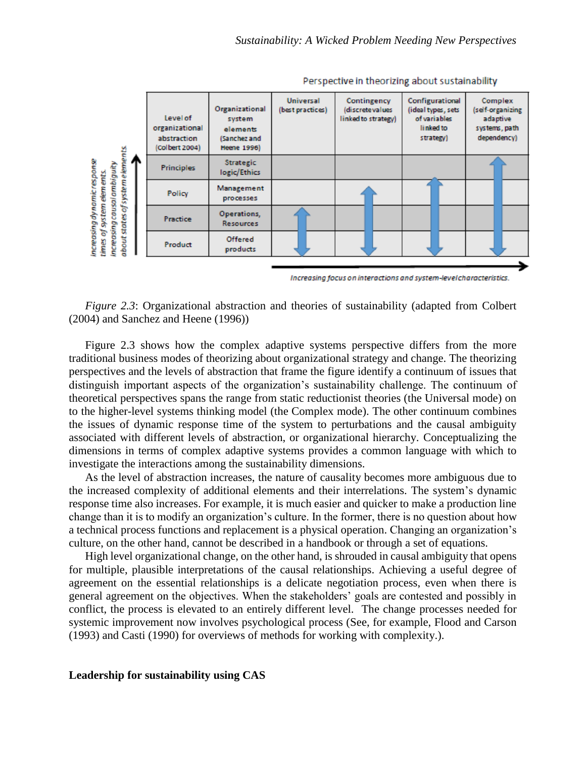| Level of organizational abstraction (Colbert 2004) | Organizational system elements (Sanchez and Heene 1996) | Universal (best practices) | Contingency (discrete values linked to strategy) | Configurational (ideal types, sets of variables linked to strategy) | Complex (self-organizing adaptive systems, path dependency) |
|---|---|---|---|---|---|
| Principles | Strategic logic/Ethics | | | | ↕ |
| Policy | Management processes | | ↕ | ↕ | ↕ |
| Practice | Operations, Resources | ↕ | ↕ | ↕ | ↕ |
| Product | Offered products | ↕ | ↕ | ↕ | ↕ |

Perspective in theorizing about sustainability

Increasing dynamic response times of system elements. Increasing causal ambiguity about states of system elements.

Increasing focus on interactions and system-level characteristics.

*Figure 2.3*: Organizational abstraction and theories of sustainability (adapted from Colbert (2004) and Sanchez and Heene (1996))

Figure 2.3 shows how the complex adaptive systems perspective differs from the more traditional business modes of theorizing about organizational strategy and change. The theorizing perspectives and the levels of abstraction that frame the figure identify a continuum of issues that distinguish important aspects of the organization's sustainability challenge. The continuum of theoretical perspectives spans the range from static reductionist theories (the Universal mode) on to the higher-level systems thinking model (the Complex mode). The other continuum combines the issues of dynamic response time of the system to perturbations and the causal ambiguity associated with different levels of abstraction, or organizational hierarchy. Conceptualizing the dimensions in terms of complex adaptive systems provides a common language with which to investigate the interactions among the sustainability dimensions.

As the level of abstraction increases, the nature of causality becomes more ambiguous due to the increased complexity of additional elements and their interrelations. The system's dynamic response time also increases. For example, it is much easier and quicker to make a production line change than it is to modify an organization's culture. In the former, there is no question about how a technical process functions and replacement is a physical operation. Changing an organization's culture, on the other hand, cannot be described in a handbook or through a set of equations.

High level organizational change, on the other hand, is shrouded in causal ambiguity that opens for multiple, plausible interpretations of the causal relationships. Achieving a useful degree of agreement on the essential relationships is a delicate negotiation process, even when there is general agreement on the objectives. When the stakeholders' goals are contested and possibly in conflict, the process is elevated to an entirely different level. The change processes needed for systemic improvement now involves psychological process (See, for example, Flood and Carson (1993) and Casti (1990) for overviews of methods for working with complexity.).

**Leadership for sustainability using CAS**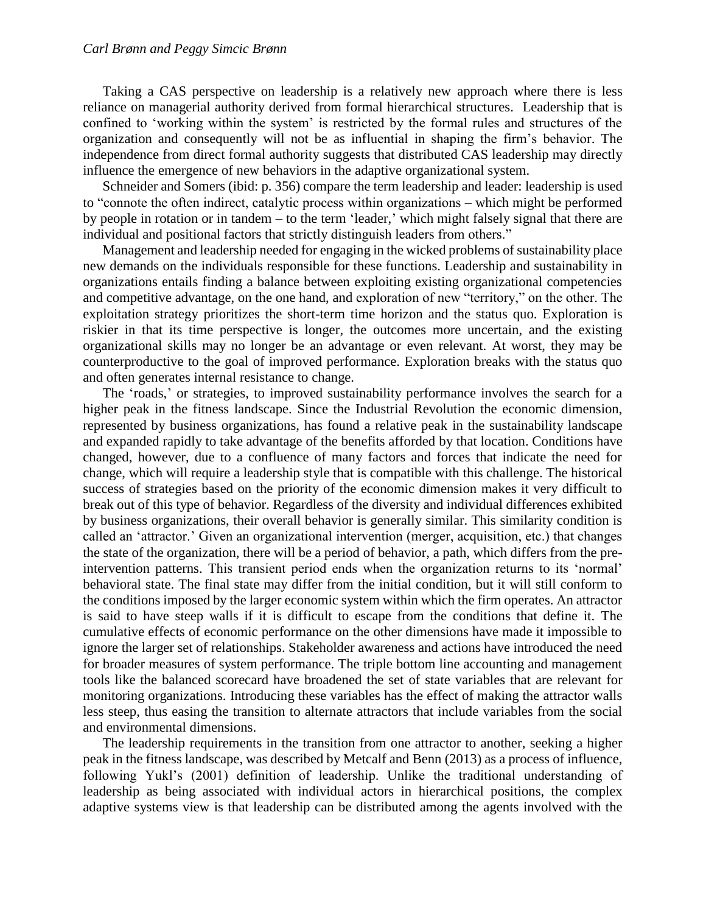Taking a CAS perspective on leadership is a relatively new approach where there is less reliance on managerial authority derived from formal hierarchical structures. Leadership that is confined to 'working within the system' is restricted by the formal rules and structures of the organization and consequently will not be as influential in shaping the firm's behavior. The independence from direct formal authority suggests that distributed CAS leadership may directly influence the emergence of new behaviors in the adaptive organizational system.

Schneider and Somers (ibid: p. 356) compare the term leadership and leader: leadership is used to "connote the often indirect, catalytic process within organizations – which might be performed by people in rotation or in tandem – to the term 'leader,' which might falsely signal that there are individual and positional factors that strictly distinguish leaders from others."

Management and leadership needed for engaging in the wicked problems of sustainability place new demands on the individuals responsible for these functions. Leadership and sustainability in organizations entails finding a balance between exploiting existing organizational competencies and competitive advantage, on the one hand, and exploration of new "territory," on the other. The exploitation strategy prioritizes the short-term time horizon and the status quo. Exploration is riskier in that its time perspective is longer, the outcomes more uncertain, and the existing organizational skills may no longer be an advantage or even relevant. At worst, they may be counterproductive to the goal of improved performance. Exploration breaks with the status quo and often generates internal resistance to change.

The 'roads,' or strategies, to improved sustainability performance involves the search for a higher peak in the fitness landscape. Since the Industrial Revolution the economic dimension, represented by business organizations, has found a relative peak in the sustainability landscape and expanded rapidly to take advantage of the benefits afforded by that location. Conditions have changed, however, due to a confluence of many factors and forces that indicate the need for change, which will require a leadership style that is compatible with this challenge. The historical success of strategies based on the priority of the economic dimension makes it very difficult to break out of this type of behavior. Regardless of the diversity and individual differences exhibited by business organizations, their overall behavior is generally similar. This similarity condition is called an 'attractor.' Given an organizational intervention (merger, acquisition, etc.) that changes the state of the organization, there will be a period of behavior, a path, which differs from the pre-intervention patterns. This transient period ends when the organization returns to its 'normal' behavioral state. The final state may differ from the initial condition, but it will still conform to the conditions imposed by the larger economic system within which the firm operates. An attractor is said to have steep walls if it is difficult to escape from the conditions that define it. The cumulative effects of economic performance on the other dimensions have made it impossible to ignore the larger set of relationships. Stakeholder awareness and actions have introduced the need for broader measures of system performance. The triple bottom line accounting and management tools like the balanced scorecard have broadened the set of state variables that are relevant for monitoring organizations. Introducing these variables has the effect of making the attractor walls less steep, thus easing the transition to alternate attractors that include variables from the social and environmental dimensions.

The leadership requirements in the transition from one attractor to another, seeking a higher peak in the fitness landscape, was described by Metcalf and Benn (2013) as a process of influence, following Yukl's (2001) definition of leadership. Unlike the traditional understanding of leadership as being associated with individual actors in hierarchical positions, the complex adaptive systems view is that leadership can be distributed among the agents involved with the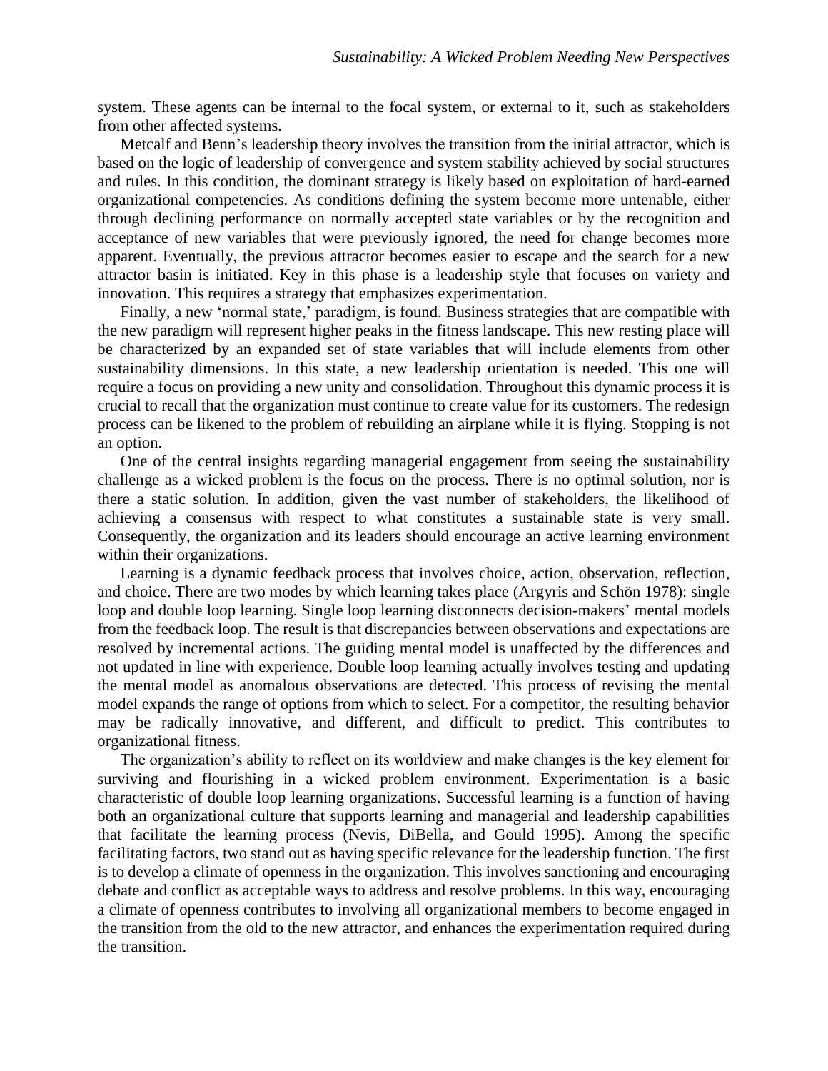system. These agents can be internal to the focal system, or external to it, such as stakeholders from other affected systems.

Metcalf and Benn's leadership theory involves the transition from the initial attractor, which is based on the logic of leadership of convergence and system stability achieved by social structures and rules. In this condition, the dominant strategy is likely based on exploitation of hard-earned organizational competencies. As conditions defining the system become more untenable, either through declining performance on normally accepted state variables or by the recognition and acceptance of new variables that were previously ignored, the need for change becomes more apparent. Eventually, the previous attractor becomes easier to escape and the search for a new attractor basin is initiated. Key in this phase is a leadership style that focuses on variety and innovation. This requires a strategy that emphasizes experimentation.

Finally, a new 'normal state,' paradigm, is found. Business strategies that are compatible with the new paradigm will represent higher peaks in the fitness landscape. This new resting place will be characterized by an expanded set of state variables that will include elements from other sustainability dimensions. In this state, a new leadership orientation is needed. This one will require a focus on providing a new unity and consolidation. Throughout this dynamic process it is crucial to recall that the organization must continue to create value for its customers. The redesign process can be likened to the problem of rebuilding an airplane while it is flying. Stopping is not an option.

One of the central insights regarding managerial engagement from seeing the sustainability challenge as a wicked problem is the focus on the process. There is no optimal solution, nor is there a static solution. In addition, given the vast number of stakeholders, the likelihood of achieving a consensus with respect to what constitutes a sustainable state is very small. Consequently, the organization and its leaders should encourage an active learning environment within their organizations.

Learning is a dynamic feedback process that involves choice, action, observation, reflection, and choice. There are two modes by which learning takes place (Argyris and Schön 1978): single loop and double loop learning. Single loop learning disconnects decision-makers' mental models from the feedback loop. The result is that discrepancies between observations and expectations are resolved by incremental actions. The guiding mental model is unaffected by the differences and not updated in line with experience. Double loop learning actually involves testing and updating the mental model as anomalous observations are detected. This process of revising the mental model expands the range of options from which to select. For a competitor, the resulting behavior may be radically innovative, and different, and difficult to predict. This contributes to organizational fitness.

The organization's ability to reflect on its worldview and make changes is the key element for surviving and flourishing in a wicked problem environment. Experimentation is a basic characteristic of double loop learning organizations. Successful learning is a function of having both an organizational culture that supports learning and managerial and leadership capabilities that facilitate the learning process (Nevis, DiBella, and Gould 1995). Among the specific facilitating factors, two stand out as having specific relevance for the leadership function. The first is to develop a climate of openness in the organization. This involves sanctioning and encouraging debate and conflict as acceptable ways to address and resolve problems. In this way, encouraging a climate of openness contributes to involving all organizational members to become engaged in the transition from the old to the new attractor, and enhances the experimentation required during the transition.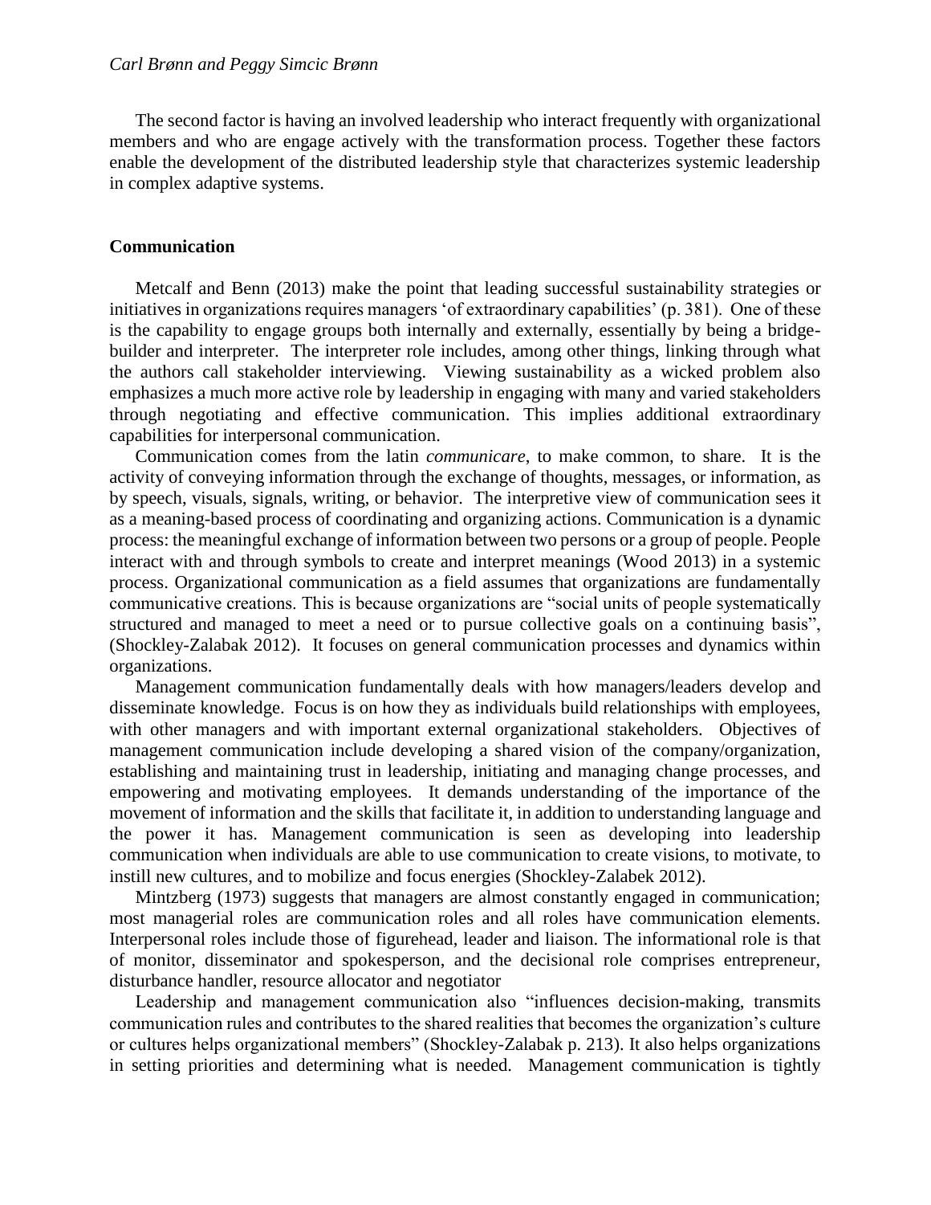The second factor is having an involved leadership who interact frequently with organizational members and who are engage actively with the transformation process. Together these factors enable the development of the distributed leadership style that characterizes systemic leadership in complex adaptive systems.

## Communication

Metcalf and Benn (2013) make the point that leading successful sustainability strategies or initiatives in organizations requires managers 'of extraordinary capabilities' (p. 381). One of these is the capability to engage groups both internally and externally, essentially by being a bridge-builder and interpreter. The interpreter role includes, among other things, linking through what the authors call stakeholder interviewing. Viewing sustainability as a wicked problem also emphasizes a much more active role by leadership in engaging with many and varied stakeholders through negotiating and effective communication. This implies additional extraordinary capabilities for interpersonal communication.

Communication comes from the latin *communicare*, to make common, to share. It is the activity of conveying information through the exchange of thoughts, messages, or information, as by speech, visuals, signals, writing, or behavior. The interpretive view of communication sees it as a meaning-based process of coordinating and organizing actions. Communication is a dynamic process: the meaningful exchange of information between two persons or a group of people. People interact with and through symbols to create and interpret meanings (Wood 2013) in a systemic process. Organizational communication as a field assumes that organizations are fundamentally communicative creations. This is because organizations are "social units of people systematically structured and managed to meet a need or to pursue collective goals on a continuing basis", (Shockley-Zalabak 2012). It focuses on general communication processes and dynamics within organizations.

Management communication fundamentally deals with how managers/leaders develop and disseminate knowledge. Focus is on how they as individuals build relationships with employees, with other managers and with important external organizational stakeholders. Objectives of management communication include developing a shared vision of the company/organization, establishing and maintaining trust in leadership, initiating and managing change processes, and empowering and motivating employees. It demands understanding of the importance of the movement of information and the skills that facilitate it, in addition to understanding language and the power it has. Management communication is seen as developing into leadership communication when individuals are able to use communication to create visions, to motivate, to instill new cultures, and to mobilize and focus energies (Shockley-Zalabek 2012).

Mintzberg (1973) suggests that managers are almost constantly engaged in communication; most managerial roles are communication roles and all roles have communication elements. Interpersonal roles include those of figurehead, leader and liaison. The informational role is that of monitor, disseminator and spokesperson, and the decisional role comprises entrepreneur, disturbance handler, resource allocator and negotiator

Leadership and management communication also "influences decision-making, transmits communication rules and contributes to the shared realities that becomes the organization's culture or cultures helps organizational members" (Shockley-Zalabak p. 213). It also helps organizations in setting priorities and determining what is needed. Management communication is tightly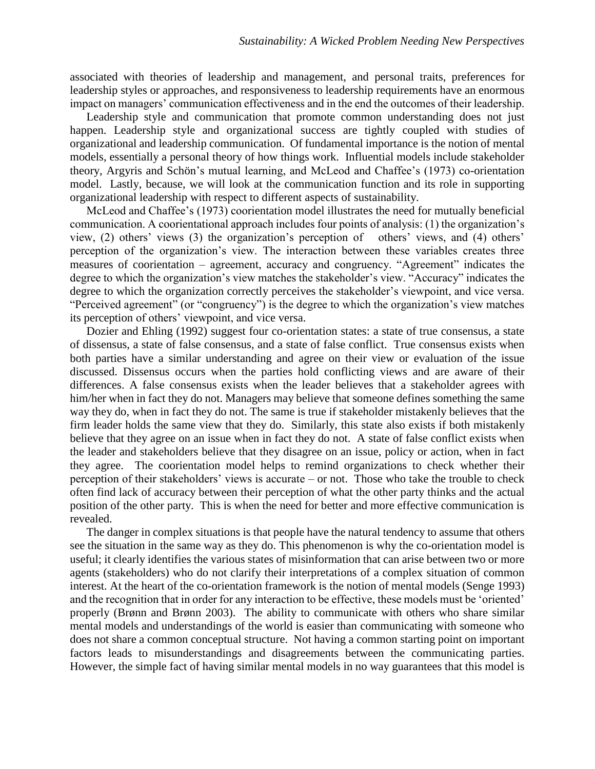associated with theories of leadership and management, and personal traits, preferences for leadership styles or approaches, and responsiveness to leadership requirements have an enormous impact on managers' communication effectiveness and in the end the outcomes of their leadership.

Leadership style and communication that promote common understanding does not just happen. Leadership style and organizational success are tightly coupled with studies of organizational and leadership communication. Of fundamental importance is the notion of mental models, essentially a personal theory of how things work. Influential models include stakeholder theory, Argyris and Schön's mutual learning, and McLeod and Chaffee's (1973) co-orientation model. Lastly, because, we will look at the communication function and its role in supporting organizational leadership with respect to different aspects of sustainability.

McLeod and Chaffee's (1973) coorientation model illustrates the need for mutually beneficial communication. A coorientational approach includes four points of analysis: (1) the organization's view, (2) others' views (3) the organization's perception of others' views, and (4) others' perception of the organization's view. The interaction between these variables creates three measures of coorientation – agreement, accuracy and congruency. "Agreement" indicates the degree to which the organization's view matches the stakeholder's view. "Accuracy" indicates the degree to which the organization correctly perceives the stakeholder's viewpoint, and vice versa. "Perceived agreement" (or "congruency") is the degree to which the organization's view matches its perception of others' viewpoint, and vice versa.

Dozier and Ehling (1992) suggest four co-orientation states: a state of true consensus, a state of dissensus, a state of false consensus, and a state of false conflict. True consensus exists when both parties have a similar understanding and agree on their view or evaluation of the issue discussed. Dissensus occurs when the parties hold conflicting views and are aware of their differences. A false consensus exists when the leader believes that a stakeholder agrees with him/her when in fact they do not. Managers may believe that someone defines something the same way they do, when in fact they do not. The same is true if stakeholder mistakenly believes that the firm leader holds the same view that they do. Similarly, this state also exists if both mistakenly believe that they agree on an issue when in fact they do not. A state of false conflict exists when the leader and stakeholders believe that they disagree on an issue, policy or action, when in fact they agree. The coorientation model helps to remind organizations to check whether their perception of their stakeholders' views is accurate – or not. Those who take the trouble to check often find lack of accuracy between their perception of what the other party thinks and the actual position of the other party. This is when the need for better and more effective communication is revealed.

The danger in complex situations is that people have the natural tendency to assume that others see the situation in the same way as they do. This phenomenon is why the co-orientation model is useful; it clearly identifies the various states of misinformation that can arise between two or more agents (stakeholders) who do not clarify their interpretations of a complex situation of common interest. At the heart of the co-orientation framework is the notion of mental models (Senge 1993) and the recognition that in order for any interaction to be effective, these models must be 'oriented' properly (Brønn and Brønn 2003). The ability to communicate with others who share similar mental models and understandings of the world is easier than communicating with someone who does not share a common conceptual structure. Not having a common starting point on important factors leads to misunderstandings and disagreements between the communicating parties. However, the simple fact of having similar mental models in no way guarantees that this model is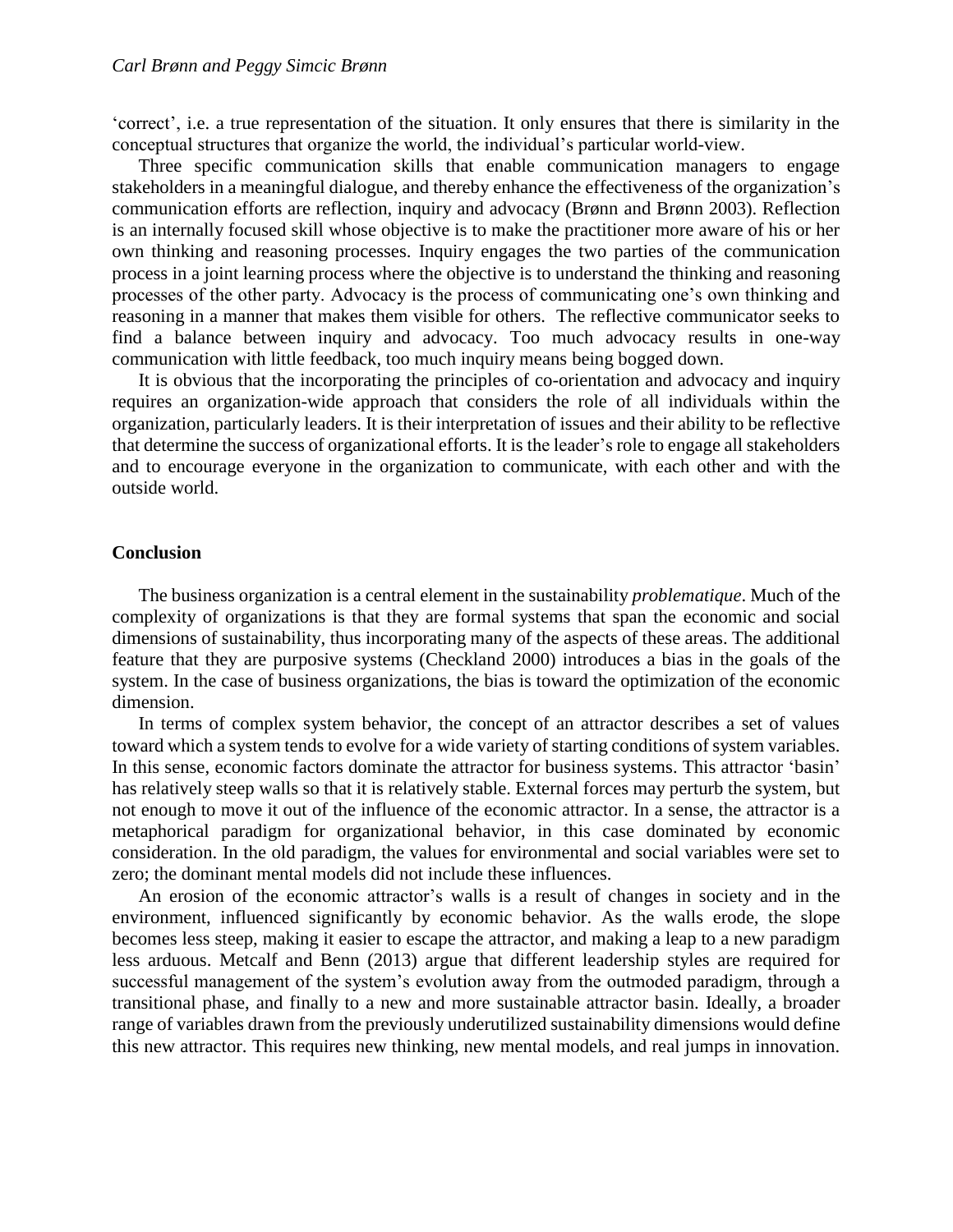'correct', i.e. a true representation of the situation. It only ensures that there is similarity in the conceptual structures that organize the world, the individual's particular world-view.

Three specific communication skills that enable communication managers to engage stakeholders in a meaningful dialogue, and thereby enhance the effectiveness of the organization's communication efforts are reflection, inquiry and advocacy (Brønn and Brønn 2003). Reflection is an internally focused skill whose objective is to make the practitioner more aware of his or her own thinking and reasoning processes. Inquiry engages the two parties of the communication process in a joint learning process where the objective is to understand the thinking and reasoning processes of the other party. Advocacy is the process of communicating one's own thinking and reasoning in a manner that makes them visible for others. The reflective communicator seeks to find a balance between inquiry and advocacy. Too much advocacy results in one-way communication with little feedback, too much inquiry means being bogged down.

It is obvious that the incorporating the principles of co-orientation and advocacy and inquiry requires an organization-wide approach that considers the role of all individuals within the organization, particularly leaders. It is their interpretation of issues and their ability to be reflective that determine the success of organizational efforts. It is the leader's role to engage all stakeholders and to encourage everyone in the organization to communicate, with each other and with the outside world.

## Conclusion

The business organization is a central element in the sustainability *problematique*. Much of the complexity of organizations is that they are formal systems that span the economic and social dimensions of sustainability, thus incorporating many of the aspects of these areas. The additional feature that they are purposive systems (Checkland 2000) introduces a bias in the goals of the system. In the case of business organizations, the bias is toward the optimization of the economic dimension.

In terms of complex system behavior, the concept of an attractor describes a set of values toward which a system tends to evolve for a wide variety of starting conditions of system variables. In this sense, economic factors dominate the attractor for business systems. This attractor 'basin' has relatively steep walls so that it is relatively stable. External forces may perturb the system, but not enough to move it out of the influence of the economic attractor. In a sense, the attractor is a metaphorical paradigm for organizational behavior, in this case dominated by economic consideration. In the old paradigm, the values for environmental and social variables were set to zero; the dominant mental models did not include these influences.

An erosion of the economic attractor's walls is a result of changes in society and in the environment, influenced significantly by economic behavior. As the walls erode, the slope becomes less steep, making it easier to escape the attractor, and making a leap to a new paradigm less arduous. Metcalf and Benn (2013) argue that different leadership styles are required for successful management of the system's evolution away from the outmoded paradigm, through a transitional phase, and finally to a new and more sustainable attractor basin. Ideally, a broader range of variables drawn from the previously underutilized sustainability dimensions would define this new attractor. This requires new thinking, new mental models, and real jumps in innovation.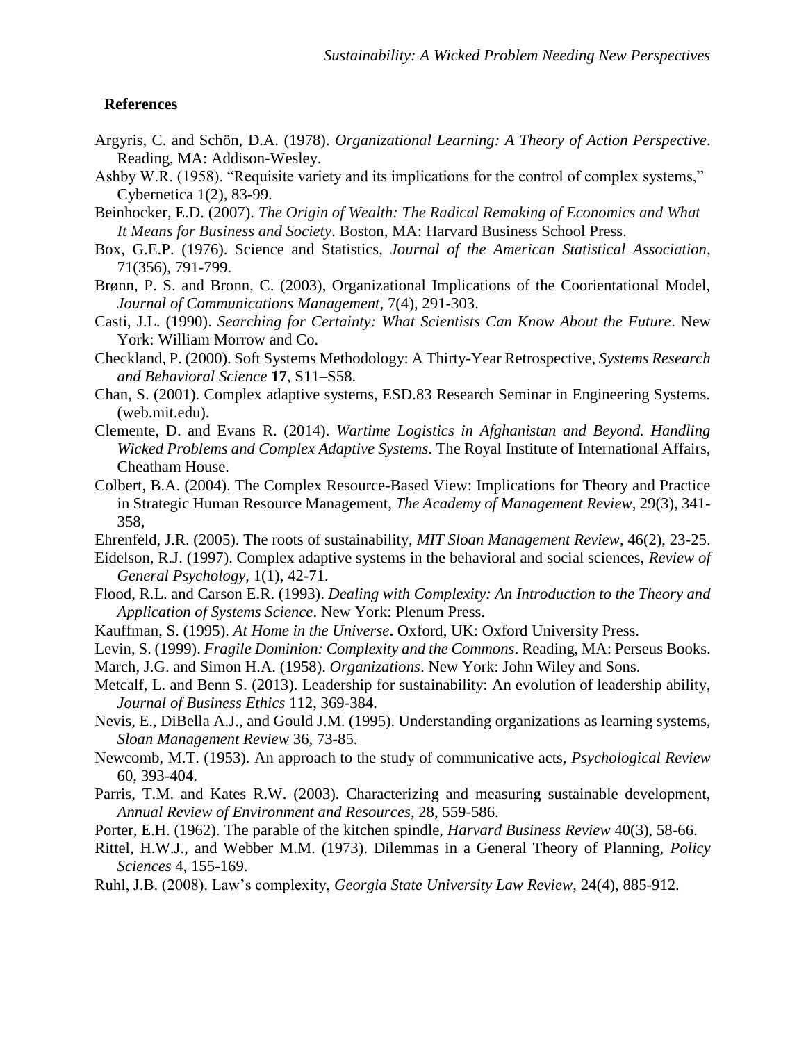## References

Argyris, C. and Schön, D.A. (1978). *Organizational Learning: A Theory of Action Perspective*. Reading, MA: Addison-Wesley.

Ashby W.R. (1958). "Requisite variety and its implications for the control of complex systems," Cybernetica 1(2), 83-99.

Beinhocker, E.D. (2007). *The Origin of Wealth: The Radical Remaking of Economics and What It Means for Business and Society*. Boston, MA: Harvard Business School Press.

Box, G.E.P. (1976). Science and Statistics, *Journal of the American Statistical Association*, 71(356), 791-799.

Brønn, P. S. and Bronn, C. (2003), Organizational Implications of the Coorientational Model, *Journal of Communications Management*, 7(4), 291-303.

Casti, J.L. (1990). *Searching for Certainty: What Scientists Can Know About the Future*. New York: William Morrow and Co.

Checkland, P. (2000). Soft Systems Methodology: A Thirty-Year Retrospective, *Systems Research and Behavioral Science* **17**, S11–S58.

Chan, S. (2001). Complex adaptive systems, ESD.83 Research Seminar in Engineering Systems. (web.mit.edu).

Clemente, D. and Evans R. (2014). *Wartime Logistics in Afghanistan and Beyond. Handling Wicked Problems and Complex Adaptive Systems*. The Royal Institute of International Affairs, Cheatham House.

Colbert, B.A. (2004). The Complex Resource-Based View: Implications for Theory and Practice in Strategic Human Resource Management, *The Academy of Management Review*, 29(3), 341-358,

Ehrenfeld, J.R. (2005). The roots of sustainability, *MIT Sloan Management Review*, 46(2), 23-25.

Eidelson, R.J. (1997). Complex adaptive systems in the behavioral and social sciences, *Review of General Psychology*, 1(1), 42-71.

Flood, R.L. and Carson E.R. (1993). *Dealing with Complexity: An Introduction to the Theory and Application of Systems Science*. New York: Plenum Press.

Kauffman, S. (1995). *At Home in the Universe***.** Oxford, UK: Oxford University Press.

Levin, S. (1999). *Fragile Dominion: Complexity and the Commons*. Reading, MA: Perseus Books.

March, J.G. and Simon H.A. (1958). *Organizations*. New York: John Wiley and Sons.

Metcalf, L. and Benn S. (2013). Leadership for sustainability: An evolution of leadership ability, *Journal of Business Ethics* 112, 369-384.

Nevis, E., DiBella A.J., and Gould J.M. (1995). Understanding organizations as learning systems, *Sloan Management Review* 36, 73-85.

Newcomb, M.T. (1953). An approach to the study of communicative acts, *Psychological Review* 60, 393-404.

Parris, T.M. and Kates R.W. (2003). Characterizing and measuring sustainable development, *Annual Review of Environment and Resources*, 28, 559-586.

Porter, E.H. (1962). The parable of the kitchen spindle, *Harvard Business Review* 40(3), 58-66.

Rittel, H.W.J., and Webber M.M. (1973). Dilemmas in a General Theory of Planning, *Policy Sciences* 4, 155-169.

Ruhl, J.B. (2008). Law's complexity, *Georgia State University Law Review*, 24(4), 885-912.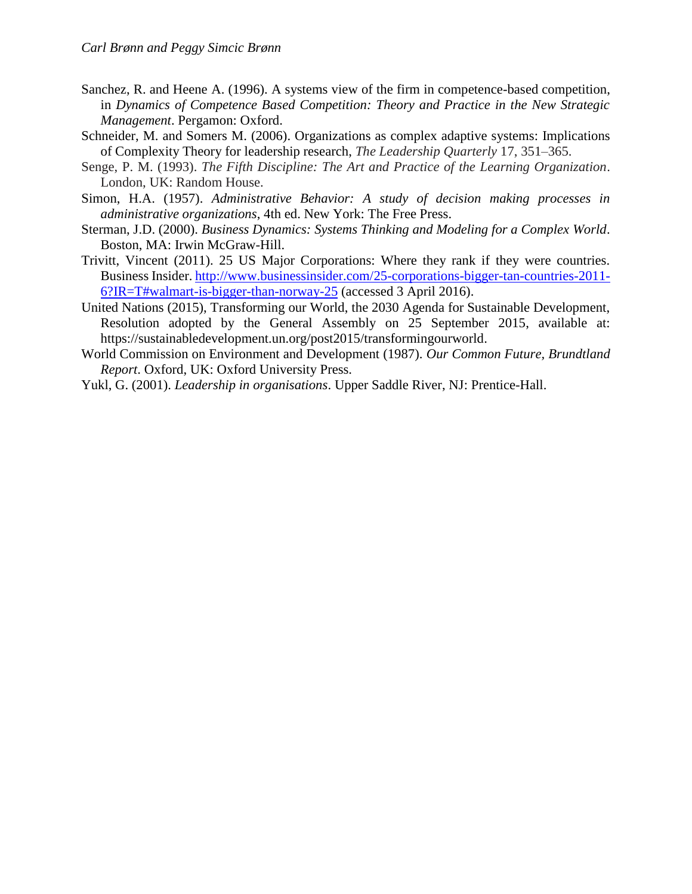Sanchez, R. and Heene A. (1996). A systems view of the firm in competence-based competition, in *Dynamics of Competence Based Competition: Theory and Practice in the New Strategic Management*. Pergamon: Oxford.

Schneider, M. and Somers M. (2006). Organizations as complex adaptive systems: Implications of Complexity Theory for leadership research, *The Leadership Quarterly* 17, 351–365.

Senge, P. M. (1993). *The Fifth Discipline: The Art and Practice of the Learning Organization*. London, UK: Random House.

Simon, H.A. (1957). *Administrative Behavior: A study of decision making processes in administrative organizations*, 4th ed. New York: The Free Press.

Sterman, J.D. (2000). *Business Dynamics: Systems Thinking and Modeling for a Complex World*. Boston, MA: Irwin McGraw-Hill.

Trivitt, Vincent (2011). 25 US Major Corporations: Where they rank if they were countries. Business Insider. http://www.businessinsider.com/25-corporations-bigger-tan-countries-2011-6?IR=T#walmart-is-bigger-than-norway-25 (accessed 3 April 2016).

United Nations (2015), Transforming our World, the 2030 Agenda for Sustainable Development, Resolution adopted by the General Assembly on 25 September 2015, available at: https://sustainabledevelopment.un.org/post2015/transformingourworld.

World Commission on Environment and Development (1987). *Our Common Future, Brundtland Report*. Oxford, UK: Oxford University Press.

Yukl, G. (2001). *Leadership in organisations*. Upper Saddle River, NJ: Prentice-Hall.